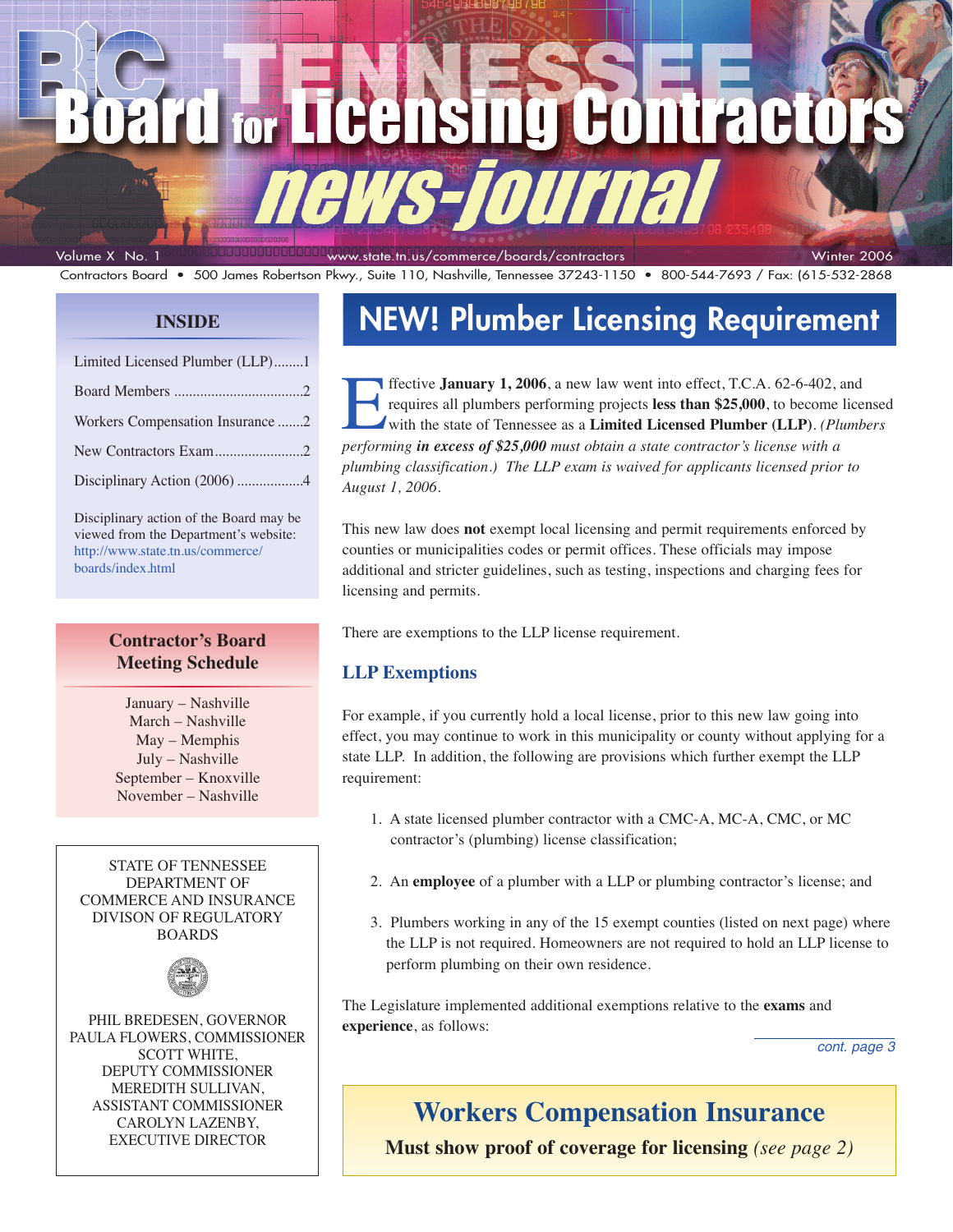# Tennessee Board for Licensing Contractors news-journal

Volume X No. 1 www.state.tn.us/commerce/boards/contractors Winter 2006

Contractors Board • 500 James Robertson Pkwy., Suite 110, Nashville, Tennessee 37243-1150 • 800-544-7693 / Fax: (615-532-2868

## INSIDE

- Limited Licensed Plumber (LLP)........1
- Board Members ..................................2
- Workers Compensation Insurance .......2
- New Contractors Exam........................2
- Disciplinary Action (2006) ..................4

Disciplinary action of the Board may be viewed from the Department's website: http://www.state.tn.us/commerce/boards/index.html

## Contractor's Board Meeting Schedule

January – Nashville
March – Nashville
May – Memphis
July – Nashville
September – Knoxville
November – Nashville

STATE OF TENNESSEE
DEPARTMENT OF COMMERCE AND INSURANCE
DIVISON OF REGULATORY BOARDS

PHIL BREDESEN, GOVERNOR
PAULA FLOWERS, COMMISSIONER
SCOTT WHITE, DEPUTY COMMISSIONER
MEREDITH SULLIVAN, ASSISTANT COMMISSIONER
CAROLYN LAZENBY, EXECUTIVE DIRECTOR

## NEW! Plumber Licensing Requirement

Effective **January 1, 2006**, a new law went into effect, T.C.A. 62-6-402, and requires all plumbers performing projects **less than $25,000**, to become licensed with the state of Tennessee as a **Limited Licensed Plumber (LLP)**. *(Plumbers performing **in excess of $25,000** must obtain a state contractor's license with a plumbing classification.) The LLP exam is waived for applicants licensed prior to August 1, 2006.*

This new law does **not** exempt local licensing and permit requirements enforced by counties or municipalities codes or permit offices. These officials may impose additional and stricter guidelines, such as testing, inspections and charging fees for licensing and permits.

There are exemptions to the LLP license requirement.

### LLP Exemptions

For example, if you currently hold a local license, prior to this new law going into effect, you may continue to work in this municipality or county without applying for a state LLP. In addition, the following are provisions which further exempt the LLP requirement:

1. A state licensed plumber contractor with a CMC-A, MC-A, CMC, or MC contractor's (plumbing) license classification;
2. An **employee** of a plumber with a LLP or plumbing contractor's license; and
3. Plumbers working in any of the 15 exempt counties (listed on next page) where the LLP is not required. Homeowners are not required to hold an LLP license to perform plumbing on their own residence.

The Legislature implemented additional exemptions relative to the **exams** and **experience**, as follows:

*cont. page 3*

## Workers Compensation Insurance

**Must show proof of coverage for licensing** *(see page 2)*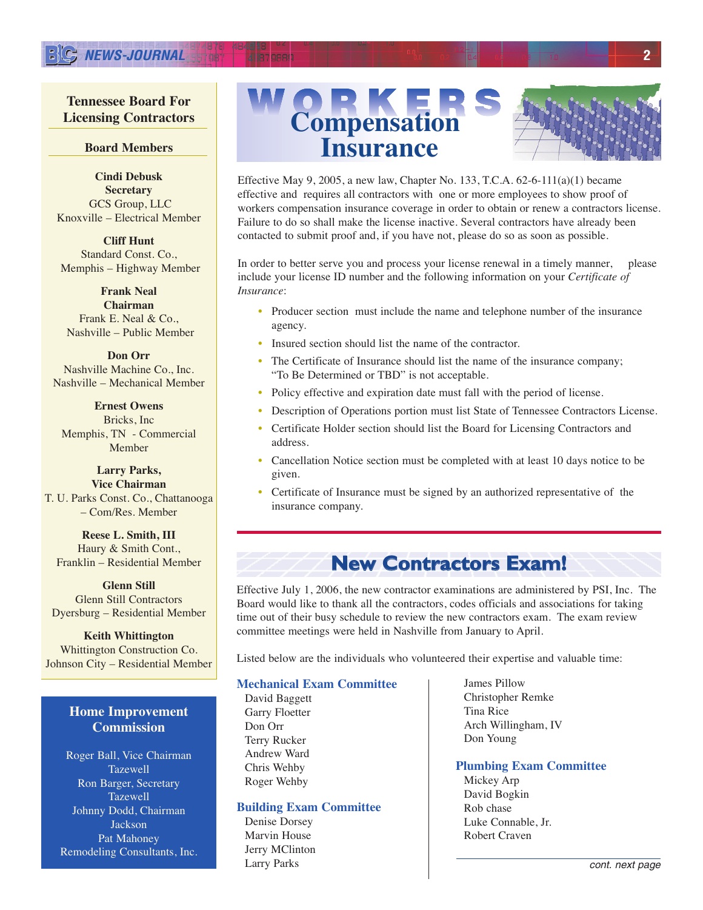## Tennessee Board For Licensing Contractors

### Board Members

**Cindi Debusk**
**Secretary**
GCS Group, LLC
Knoxville – Electrical Member

**Cliff Hunt**
Standard Const. Co.,
Memphis – Highway Member

**Frank Neal**
**Chairman**
Frank E. Neal & Co.,
Nashville – Public Member

**Don Orr**
Nashville Machine Co., Inc.
Nashville – Mechanical Member

**Ernest Owens**
Bricks, Inc
Memphis, TN - Commercial Member

**Larry Parks,**
**Vice Chairman**
T. U. Parks Const. Co., Chattanooga – Com/Res. Member

**Reese L. Smith, III**
Haury & Smith Cont.,
Franklin – Residential Member

**Glenn Still**
Glenn Still Contractors
Dyersburg – Residential Member

**Keith Whittington**
Whittington Construction Co.
Johnson City – Residential Member

## Home Improvement Commission

Roger Ball, Vice Chairman
Tazewell
Ron Barger, Secretary
Tazewell
Johnny Dodd, Chairman
Jackson
Pat Mahoney
Remodeling Consultants, Inc.

# WORKERS Compensation Insurance

Effective May 9, 2005, a new law, Chapter No. 133, T.C.A. 62-6-111(a)(1) became effective and requires all contractors with one or more employees to show proof of workers compensation insurance coverage in order to obtain or renew a contractors license. Failure to do so shall make the license inactive. Several contractors have already been contacted to submit proof and, if you have not, please do so as soon as possible.

In order to better serve you and process your license renewal in a timely manner, please include your license ID number and the following information on your *Certificate of Insurance*:

- Producer section must include the name and telephone number of the insurance agency.
- Insured section should list the name of the contractor.
- The Certificate of Insurance should list the name of the insurance company; "To Be Determined or TBD" is not acceptable.
- Policy effective and expiration date must fall with the period of license.
- Description of Operations portion must list State of Tennessee Contractors License.
- Certificate Holder section should list the Board for Licensing Contractors and address.
- Cancellation Notice section must be completed with at least 10 days notice to be given.
- Certificate of Insurance must be signed by an authorized representative of the insurance company.

# New Contractors Exam!

Effective July 1, 2006, the new contractor examinations are administered by PSI, Inc. The Board would like to thank all the contractors, codes officials and associations for taking time out of their busy schedule to review the new contractors exam. The exam review committee meetings were held in Nashville from January to April.

Listed below are the individuals who volunteered their expertise and valuable time:

### Mechanical Exam Committee

David Baggett
Garry Floetter
Don Orr
Terry Rucker
Andrew Ward
Chris Wehby
Roger Wehby

### Building Exam Committee

Denise Dorsey
Marvin House
Jerry MClinton
Larry Parks
James Pillow
Christopher Remke
Tina Rice
Arch Willingham, IV
Don Young

### Plumbing Exam Committee

Mickey Arp
David Bogkin
Rob chase
Luke Connable, Jr.
Robert Craven

*cont. next page*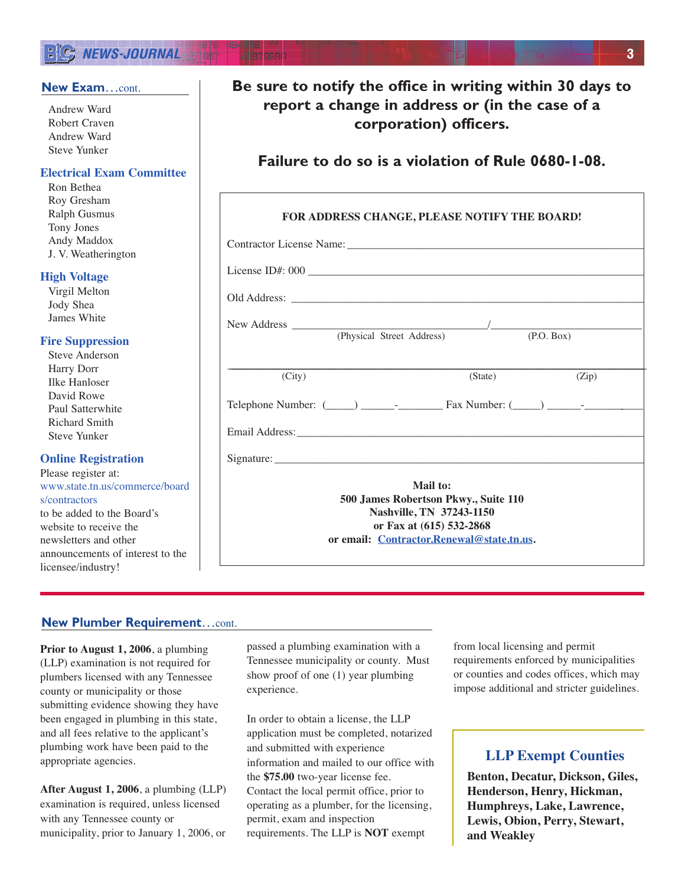## New Exam…cont.

Andrew Ward
Robert Craven
Andrew Ward
Steve Yunker

### Electrical Exam Committee

Ron Bethea
Roy Gresham
Ralph Gusmus
Tony Jones
Andy Maddox
J. V. Weatherington

### High Voltage

Virgil Melton
Jody Shea
James White

### Fire Suppression

Steve Anderson
Harry Dorr
Ilke Hanloser
David Rowe
Paul Satterwhite
Richard Smith
Steve Yunker

### Online Registration

Please register at:
www.state.tn.us/commerce/boards/contractors
to be added to the Board's website to receive the newsletters and other announcements of interest to the licensee/industry!

**Be sure to notify the office in writing within 30 days to report a change in address or (in the case of a corporation) officers.**

**Failure to do so is a violation of Rule 0680-1-08.**

**FOR ADDRESS CHANGE, PLEASE NOTIFY THE BOARD!**

Contractor License Name: ______________________________

License ID#: 000 ______________________________

Old Address: ______________________________

New Address ______________________________ / ______________________________
(Physical Street Address) (P.O. Box)

______________________________
(City) (State) (Zip)

Telephone Number: (_____) ______-________ Fax Number: (_____) ______-________

Email Address: ______________________________

Signature: ______________________________

**Mail to:**
**500 James Robertson Pkwy., Suite 110**
**Nashville, TN 37243-1150**
**or Fax at (615) 532-2868**
**or email: Contractor.Renewal@state.tn.us.**

## New Plumber Requirement…cont.

**Prior to August 1, 2006**, a plumbing (LLP) examination is not required for plumbers licensed with any Tennessee county or municipality or those submitting evidence showing they have been engaged in plumbing in this state, and all fees relative to the applicant's plumbing work have been paid to the appropriate agencies.

**After August 1, 2006**, a plumbing (LLP) examination is required, unless licensed with any Tennessee county or municipality, prior to January 1, 2006, or passed a plumbing examination with a Tennessee municipality or county. Must show proof of one (1) year plumbing experience.

In order to obtain a license, the LLP application must be completed, notarized and submitted with experience information and mailed to our office with the **$75.00** two-year license fee. Contact the local permit office, prior to operating as a plumber, for the licensing, permit, exam and inspection requirements. The LLP is **NOT** exempt from local licensing and permit requirements enforced by municipalities or counties and codes offices, which may impose additional and stricter guidelines.

### LLP Exempt Counties

**Benton, Decatur, Dickson, Giles, Henderson, Henry, Hickman, Humphreys, Lake, Lawrence, Lewis, Obion, Perry, Stewart, and Weakley**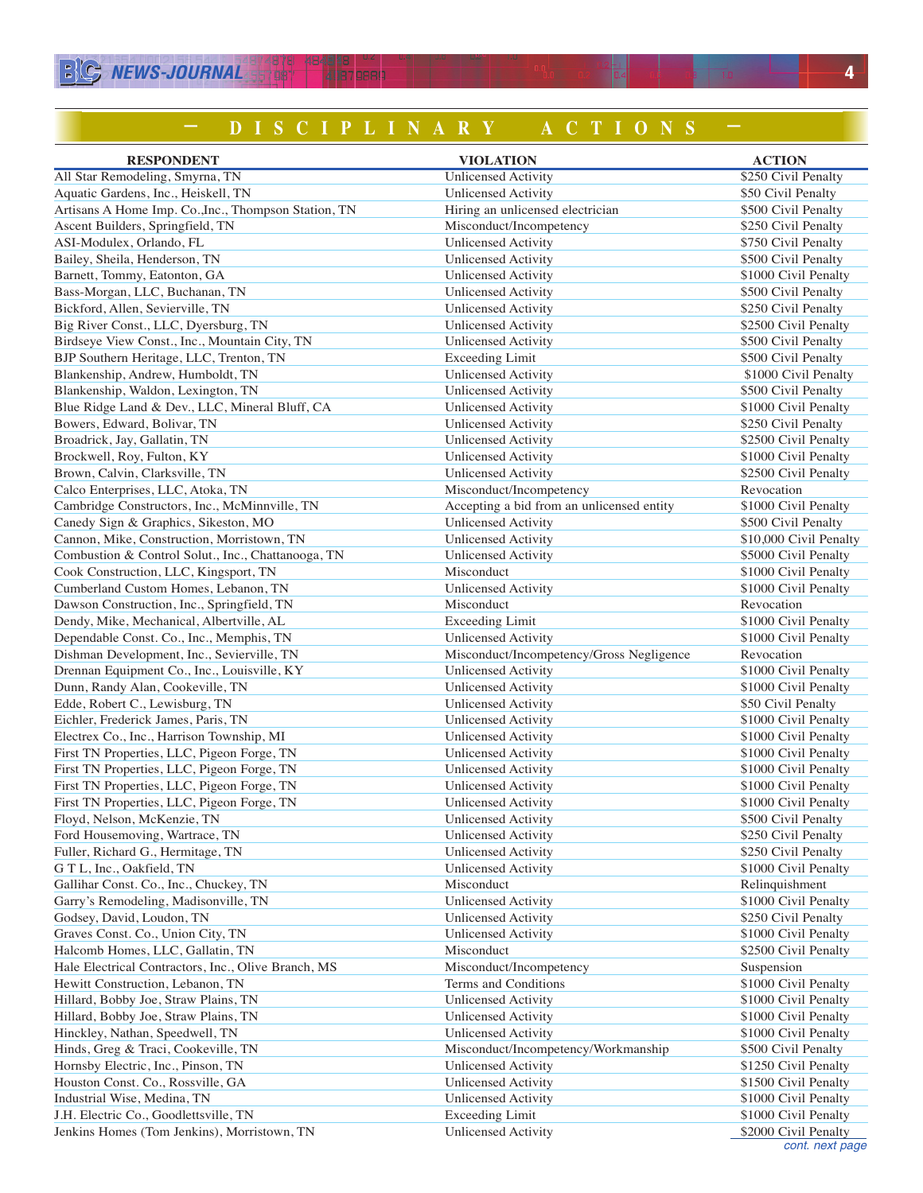## – DISCIPLINARY ACTIONS –

| RESPONDENT | VIOLATION | ACTION |
|---|---|---|
| All Star Remodeling, Smyrna, TN | Unlicensed Activity | $250 Civil Penalty |
| Aquatic Gardens, Inc., Heiskell, TN | Unlicensed Activity | $50 Civil Penalty |
| Artisans A Home Imp. Co.,Inc., Thompson Station, TN | Hiring an unlicensed electrician | $500 Civil Penalty |
| Ascent Builders, Springfield, TN | Misconduct/Incompetency | $250 Civil Penalty |
| ASI-Modulex, Orlando, FL | Unlicensed Activity | $750 Civil Penalty |
| Bailey, Sheila, Henderson, TN | Unlicensed Activity | $500 Civil Penalty |
| Barnett, Tommy, Eatonton, GA | Unlicensed Activity | $1000 Civil Penalty |
| Bass-Morgan, LLC, Buchanan, TN | Unlicensed Activity | $500 Civil Penalty |
| Bickford, Allen, Sevierville, TN | Unlicensed Activity | $250 Civil Penalty |
| Big River Const., LLC, Dyersburg, TN | Unlicensed Activity | $2500 Civil Penalty |
| Birdseye View Const., Inc., Mountain City, TN | Unlicensed Activity | $500 Civil Penalty |
| BJP Southern Heritage, LLC, Trenton, TN | Exceeding Limit | $500 Civil Penalty |
| Blankenship, Andrew, Humboldt, TN | Unlicensed Activity | $1000 Civil Penalty |
| Blankenship, Waldon, Lexington, TN | Unlicensed Activity | $500 Civil Penalty |
| Blue Ridge Land & Dev., LLC, Mineral Bluff, CA | Unlicensed Activity | $1000 Civil Penalty |
| Bowers, Edward, Bolivar, TN | Unlicensed Activity | $250 Civil Penalty |
| Broadrick, Jay, Gallatin, TN | Unlicensed Activity | $2500 Civil Penalty |
| Brockwell, Roy, Fulton, KY | Unlicensed Activity | $1000 Civil Penalty |
| Brown, Calvin, Clarksville, TN | Unlicensed Activity | $2500 Civil Penalty |
| Calco Enterprises, LLC, Atoka, TN | Misconduct/Incompetency | Revocation |
| Cambridge Constructors, Inc., McMinnville, TN | Accepting a bid from an unlicensed entity | $1000 Civil Penalty |
| Canedy Sign & Graphics, Sikeston, MO | Unlicensed Activity | $500 Civil Penalty |
| Cannon, Mike, Construction, Morristown, TN | Unlicensed Activity | $10,000 Civil Penalty |
| Combustion & Control Solut., Inc., Chattanooga, TN | Unlicensed Activity | $5000 Civil Penalty |
| Cook Construction, LLC, Kingsport, TN | Misconduct | $1000 Civil Penalty |
| Cumberland Custom Homes, Lebanon, TN | Unlicensed Activity | $1000 Civil Penalty |
| Dawson Construction, Inc., Springfield, TN | Misconduct | Revocation |
| Dendy, Mike, Mechanical, Albertville, AL | Exceeding Limit | $1000 Civil Penalty |
| Dependable Const. Co., Inc., Memphis, TN | Unlicensed Activity | $1000 Civil Penalty |
| Dishman Development, Inc., Sevierville, TN | Misconduct/Incompetency/Gross Negligence | Revocation |
| Drennan Equipment Co., Inc., Louisville, KY | Unlicensed Activity | $1000 Civil Penalty |
| Dunn, Randy Alan, Cookeville, TN | Unlicensed Activity | $1000 Civil Penalty |
| Edde, Robert C., Lewisburg, TN | Unlicensed Activity | $50 Civil Penalty |
| Eichler, Frederick James, Paris, TN | Unlicensed Activity | $1000 Civil Penalty |
| Electrex Co., Inc., Harrison Township, MI | Unlicensed Activity | $1000 Civil Penalty |
| First TN Properties, LLC, Pigeon Forge, TN | Unlicensed Activity | $1000 Civil Penalty |
| First TN Properties, LLC, Pigeon Forge, TN | Unlicensed Activity | $1000 Civil Penalty |
| First TN Properties, LLC, Pigeon Forge, TN | Unlicensed Activity | $1000 Civil Penalty |
| First TN Properties, LLC, Pigeon Forge, TN | Unlicensed Activity | $1000 Civil Penalty |
| Floyd, Nelson, McKenzie, TN | Unlicensed Activity | $500 Civil Penalty |
| Ford Housemoving, Wartrace, TN | Unlicensed Activity | $250 Civil Penalty |
| Fuller, Richard G., Hermitage, TN | Unlicensed Activity | $250 Civil Penalty |
| G T L, Inc., Oakfield, TN | Unlicensed Activity | $1000 Civil Penalty |
| Gallihar Const. Co., Inc., Chuckey, TN | Misconduct | Relinquishment |
| Garry's Remodeling, Madisonville, TN | Unlicensed Activity | $1000 Civil Penalty |
| Godsey, David, Loudon, TN | Unlicensed Activity | $250 Civil Penalty |
| Graves Const. Co., Union City, TN | Unlicensed Activity | $1000 Civil Penalty |
| Halcomb Homes, LLC, Gallatin, TN | Misconduct | $2500 Civil Penalty |
| Hale Electrical Contractors, Inc., Olive Branch, MS | Misconduct/Incompetency | Suspension |
| Hewitt Construction, Lebanon, TN | Terms and Conditions | $1000 Civil Penalty |
| Hillard, Bobby Joe, Straw Plains, TN | Unlicensed Activity | $1000 Civil Penalty |
| Hillard, Bobby Joe, Straw Plains, TN | Unlicensed Activity | $1000 Civil Penalty |
| Hinckley, Nathan, Speedwell, TN | Unlicensed Activity | $1000 Civil Penalty |
| Hinds, Greg & Traci, Cookeville, TN | Misconduct/Incompetency/Workmanship | $500 Civil Penalty |
| Hornsby Electric, Inc., Pinson, TN | Unlicensed Activity | $1250 Civil Penalty |
| Houston Const. Co., Rossville, GA | Unlicensed Activity | $1500 Civil Penalty |
| Industrial Wise, Medina, TN | Unlicensed Activity | $1000 Civil Penalty |
| J.H. Electric Co., Goodlettsville, TN | Exceeding Limit | $1000 Civil Penalty |
| Jenkins Homes (Tom Jenkins), Morristown, TN | Unlicensed Activity | $2000 Civil Penalty |

*cont. next page*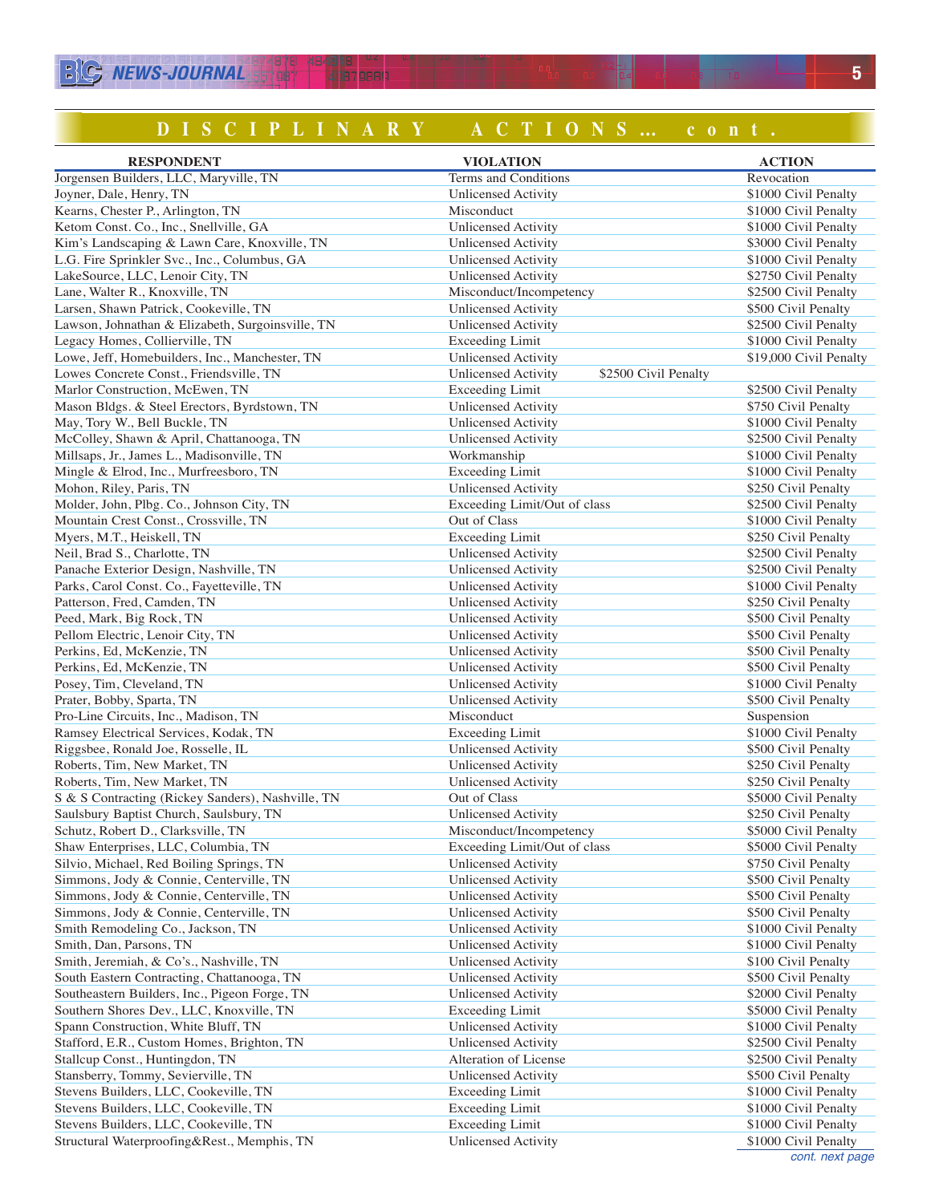## DISCIPLINARY ACTIONS... cont.

| RESPONDENT | VIOLATION | ACTION |
|---|---|---|
| Jorgensen Builders, LLC, Maryville, TN | Terms and Conditions | Revocation |
| Joyner, Dale, Henry, TN | Unlicensed Activity | $1000 Civil Penalty |
| Kearns, Chester P., Arlington, TN | Misconduct | $1000 Civil Penalty |
| Ketom Const. Co., Inc., Snellville, GA | Unlicensed Activity | $1000 Civil Penalty |
| Kim's Landscaping & Lawn Care, Knoxville, TN | Unlicensed Activity | $3000 Civil Penalty |
| L.G. Fire Sprinkler Svc., Inc., Columbus, GA | Unlicensed Activity | $1000 Civil Penalty |
| LakeSource, LLC, Lenoir City, TN | Unlicensed Activity | $2750 Civil Penalty |
| Lane, Walter R., Knoxville, TN | Misconduct/Incompetency | $2500 Civil Penalty |
| Larsen, Shawn Patrick, Cookeville, TN | Unlicensed Activity | $500 Civil Penalty |
| Lawson, Johnathan & Elizabeth, Surgoinsville, TN | Unlicensed Activity | $2500 Civil Penalty |
| Legacy Homes, Collierville, TN | Exceeding Limit | $1000 Civil Penalty |
| Lowe, Jeff, Homebuilders, Inc., Manchester, TN | Unlicensed Activity | $19,000 Civil Penalty |
| Lowes Concrete Const., Friendsville, TN | Unlicensed Activity | $2500 Civil Penalty |
| Marlor Construction, McEwen, TN | Exceeding Limit | $2500 Civil Penalty |
| Mason Bldgs. & Steel Erectors, Byrdstown, TN | Unlicensed Activity | $750 Civil Penalty |
| May, Tory W., Bell Buckle, TN | Unlicensed Activity | $1000 Civil Penalty |
| McColley, Shawn & April, Chattanooga, TN | Unlicensed Activity | $2500 Civil Penalty |
| Millsaps, Jr., James L., Madisonville, TN | Workmanship | $1000 Civil Penalty |
| Mingle & Elrod, Inc., Murfreesboro, TN | Exceeding Limit | $1000 Civil Penalty |
| Mohon, Riley, Paris, TN | Unlicensed Activity | $250 Civil Penalty |
| Molder, John, Plbg. Co., Johnson City, TN | Exceeding Limit/Out of class | $2500 Civil Penalty |
| Mountain Crest Const., Crossville, TN | Out of Class | $1000 Civil Penalty |
| Myers, M.T., Heiskell, TN | Exceeding Limit | $250 Civil Penalty |
| Neil, Brad S., Charlotte, TN | Unlicensed Activity | $2500 Civil Penalty |
| Panache Exterior Design, Nashville, TN | Unlicensed Activity | $2500 Civil Penalty |
| Parks, Carol Const. Co., Fayetteville, TN | Unlicensed Activity | $1000 Civil Penalty |
| Patterson, Fred, Camden, TN | Unlicensed Activity | $250 Civil Penalty |
| Peed, Mark, Big Rock, TN | Unlicensed Activity | $500 Civil Penalty |
| Pellom Electric, Lenoir City, TN | Unlicensed Activity | $500 Civil Penalty |
| Perkins, Ed, McKenzie, TN | Unlicensed Activity | $500 Civil Penalty |
| Perkins, Ed, McKenzie, TN | Unlicensed Activity | $500 Civil Penalty |
| Posey, Tim, Cleveland, TN | Unlicensed Activity | $1000 Civil Penalty |
| Prater, Bobby, Sparta, TN | Unlicensed Activity | $500 Civil Penalty |
| Pro-Line Circuits, Inc., Madison, TN | Misconduct | Suspension |
| Ramsey Electrical Services, Kodak, TN | Exceeding Limit | $1000 Civil Penalty |
| Riggsbee, Ronald Joe, Rosselle, IL | Unlicensed Activity | $500 Civil Penalty |
| Roberts, Tim, New Market, TN | Unlicensed Activity | $250 Civil Penalty |
| Roberts, Tim, New Market, TN | Unlicensed Activity | $250 Civil Penalty |
| S & S Contracting (Rickey Sanders), Nashville, TN | Out of Class | $5000 Civil Penalty |
| Saulsbury Baptist Church, Saulsbury, TN | Unlicensed Activity | $250 Civil Penalty |
| Schutz, Robert D., Clarksville, TN | Misconduct/Incompetency | $5000 Civil Penalty |
| Shaw Enterprises, LLC, Columbia, TN | Exceeding Limit/Out of class | $5000 Civil Penalty |
| Silvio, Michael, Red Boiling Springs, TN | Unlicensed Activity | $750 Civil Penalty |
| Simmons, Jody & Connie, Centerville, TN | Unlicensed Activity | $500 Civil Penalty |
| Simmons, Jody & Connie, Centerville, TN | Unlicensed Activity | $500 Civil Penalty |
| Simmons, Jody & Connie, Centerville, TN | Unlicensed Activity | $500 Civil Penalty |
| Smith Remodeling Co., Jackson, TN | Unlicensed Activity | $1000 Civil Penalty |
| Smith, Dan, Parsons, TN | Unlicensed Activity | $1000 Civil Penalty |
| Smith, Jeremiah, & Co's., Nashville, TN | Unlicensed Activity | $100 Civil Penalty |
| South Eastern Contracting, Chattanooga, TN | Unlicensed Activity | $500 Civil Penalty |
| Southeastern Builders, Inc., Pigeon Forge, TN | Unlicensed Activity | $2000 Civil Penalty |
| Southern Shores Dev., LLC, Knoxville, TN | Exceeding Limit | $5000 Civil Penalty |
| Spann Construction, White Bluff, TN | Unlicensed Activity | $1000 Civil Penalty |
| Stafford, E.R., Custom Homes, Brighton, TN | Unlicensed Activity | $2500 Civil Penalty |
| Stallcup Const., Huntingdon, TN | Alteration of License | $2500 Civil Penalty |
| Stansberry, Tommy, Sevierville, TN | Unlicensed Activity | $500 Civil Penalty |
| Stevens Builders, LLC, Cookeville, TN | Exceeding Limit | $1000 Civil Penalty |
| Stevens Builders, LLC, Cookeville, TN | Exceeding Limit | $1000 Civil Penalty |
| Stevens Builders, LLC, Cookeville, TN | Exceeding Limit | $1000 Civil Penalty |
| Structural Waterproofing&Rest., Memphis, TN | Unlicensed Activity | $1000 Civil Penalty |

*cont. next page*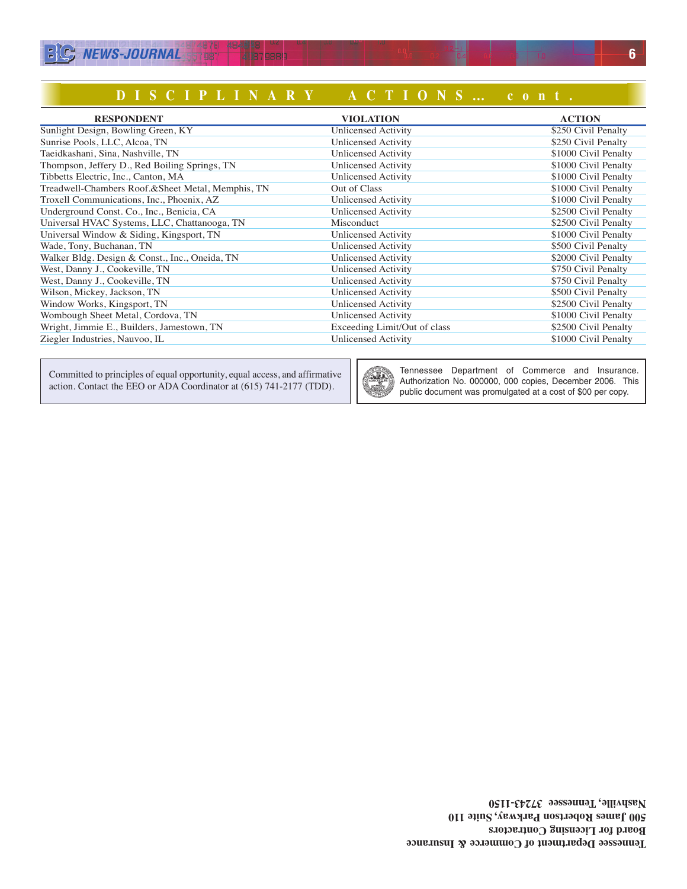## DISCIPLINARY ACTIONS... cont.

| RESPONDENT | VIOLATION | ACTION |
|---|---|---|
| Sunlight Design, Bowling Green, KY | Unlicensed Activity | $250 Civil Penalty |
| Sunrise Pools, LLC, Alcoa, TN | Unlicensed Activity | $250 Civil Penalty |
| Taeidkashani, Sina, Nashville, TN | Unlicensed Activity | $1000 Civil Penalty |
| Thompson, Jeffery D., Red Boiling Springs, TN | Unlicensed Activity | $1000 Civil Penalty |
| Tibbetts Electric, Inc., Canton, MA | Unlicensed Activity | $1000 Civil Penalty |
| Treadwell-Chambers Roof.&Sheet Metal, Memphis, TN | Out of Class | $1000 Civil Penalty |
| Troxell Communications, Inc., Phoenix, AZ | Unlicensed Activity | $1000 Civil Penalty |
| Underground Const. Co., Inc., Benicia, CA | Unlicensed Activity | $2500 Civil Penalty |
| Universal HVAC Systems, LLC, Chattanooga, TN | Misconduct | $2500 Civil Penalty |
| Universal Window & Siding, Kingsport, TN | Unlicensed Activity | $1000 Civil Penalty |
| Wade, Tony, Buchanan, TN | Unlicensed Activity | $500 Civil Penalty |
| Walker Bldg. Design & Const., Inc., Oneida, TN | Unlicensed Activity | $2000 Civil Penalty |
| West, Danny J., Cookeville, TN | Unlicensed Activity | $750 Civil Penalty |
| West, Danny J., Cookeville, TN | Unlicensed Activity | $750 Civil Penalty |
| Wilson, Mickey, Jackson, TN | Unlicensed Activity | $500 Civil Penalty |
| Window Works, Kingsport, TN | Unlicensed Activity | $2500 Civil Penalty |
| Wombough Sheet Metal, Cordova, TN | Unlicensed Activity | $1000 Civil Penalty |
| Wright, Jimmie E., Builders, Jamestown, TN | Exceeding Limit/Out of class | $2500 Civil Penalty |
| Ziegler Industries, Nauvoo, IL | Unlicensed Activity | $1000 Civil Penalty |

Committed to principles of equal opportunity, equal access, and affirmative action. Contact the EEO or ADA Coordinator at (615) 741-2177 (TDD).

Tennessee Department of Commerce and Insurance. Authorization No. 000000, 000 copies, December 2006. This public document was promulgated at a cost of $00 per copy.

**Tennessee Department of Commerce & Insurance**
**Board for Licensing Contractors**
**500 James Robertson Parkway, Suite 110**
**Nashville, Tennessee 37243-1150**